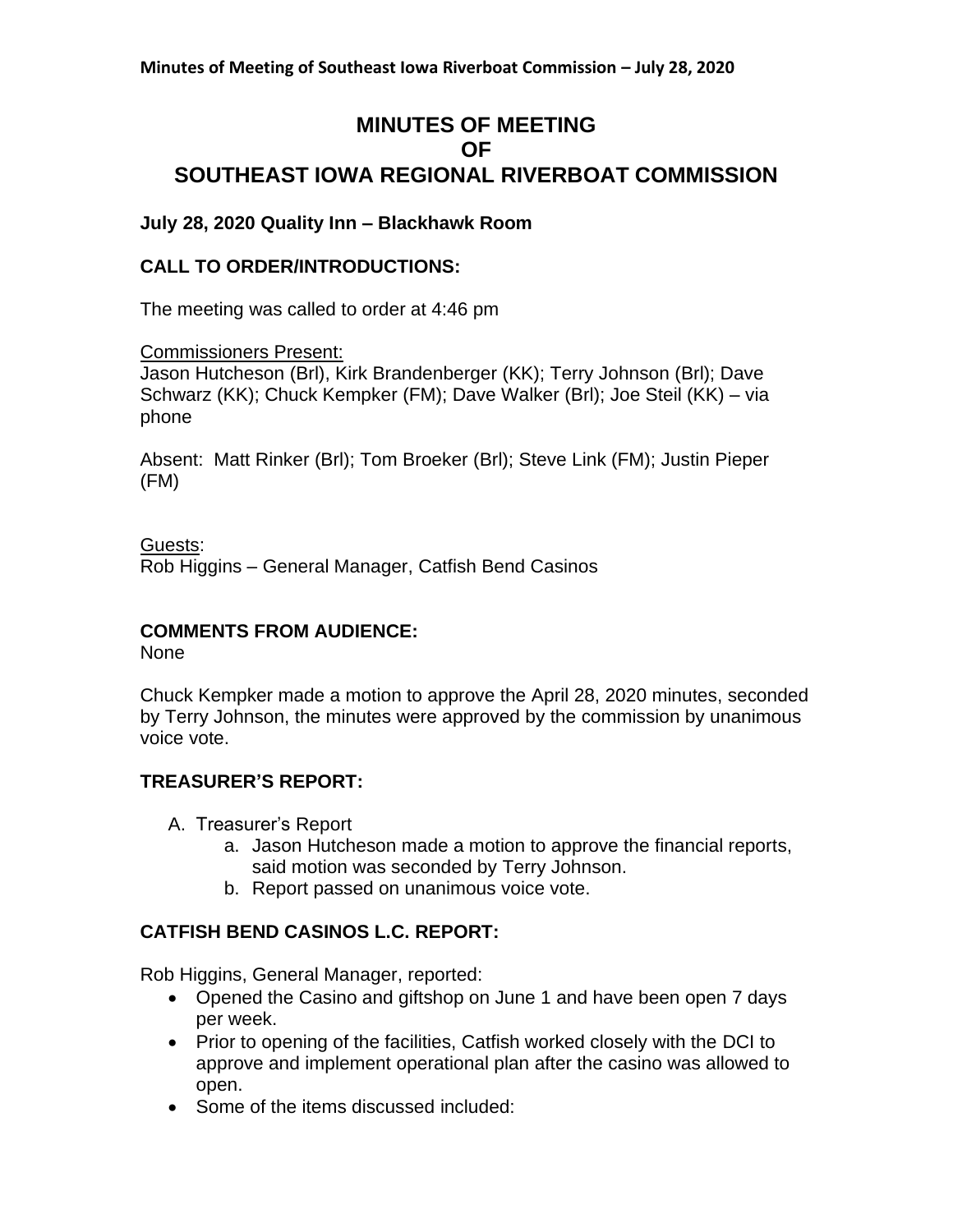# MINUTES OF MEETING
# OF
# SOUTHEAST IOWA REGIONAL RIVERBOAT COMMISSION

**July 28, 2020 Quality Inn – Blackhawk Room**

## CALL TO ORDER/INTRODUCTIONS:

The meeting was called to order at 4:46 pm

Commissioners Present:
Jason Hutcheson (Brl), Kirk Brandenberger (KK); Terry Johnson (Brl); Dave Schwarz (KK); Chuck Kempker (FM); Dave Walker (Brl); Joe Steil (KK) – via phone

Absent: Matt Rinker (Brl); Tom Broeker (Brl); Steve Link (FM); Justin Pieper (FM)

Guests:
Rob Higgins – General Manager, Catfish Bend Casinos

## COMMENTS FROM AUDIENCE:

None

Chuck Kempker made a motion to approve the April 28, 2020 minutes, seconded by Terry Johnson, the minutes were approved by the commission by unanimous voice vote.

## TREASURER'S REPORT:

A. Treasurer's Report
   a. Jason Hutcheson made a motion to approve the financial reports, said motion was seconded by Terry Johnson.
   b. Report passed on unanimous voice vote.

## CATFISH BEND CASINOS L.C. REPORT:

Rob Higgins, General Manager, reported:

- Opened the Casino and giftshop on June 1 and have been open 7 days per week.
- Prior to opening of the facilities, Catfish worked closely with the DCI to approve and implement operational plan after the casino was allowed to open.
- Some of the items discussed included: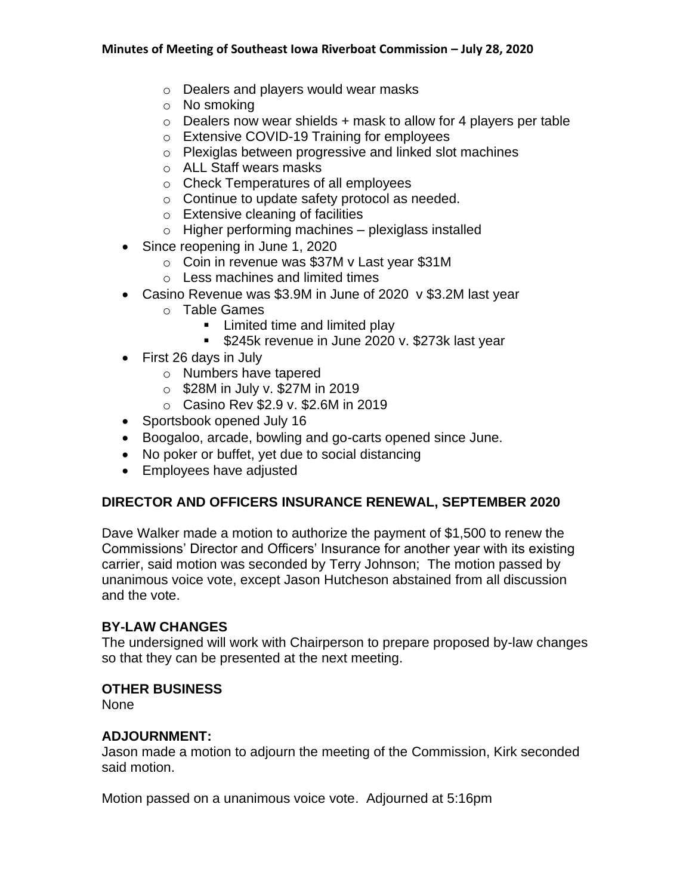- Dealers and players would wear masks
  - No smoking
  - Dealers now wear shields + mask to allow for 4 players per table
  - Extensive COVID-19 Training for employees
  - Plexiglas between progressive and linked slot machines
  - ALL Staff wears masks
  - Check Temperatures of all employees
  - Continue to update safety protocol as needed.
  - Extensive cleaning of facilities
  - Higher performing machines – plexiglass installed
- Since reopening in June 1, 2020
  - Coin in revenue was $37M v Last year $31M
  - Less machines and limited times
- Casino Revenue was $3.9M in June of 2020 v $3.2M last year
  - Table Games
    - Limited time and limited play
    - $245k revenue in June 2020 v. $273k last year
- First 26 days in July
  - Numbers have tapered
  - $28M in July v. $27M in 2019
  - Casino Rev $2.9 v. $2.6M in 2019
- Sportsbook opened July 16
- Boogaloo, arcade, bowling and go-carts opened since June.
- No poker or buffet, yet due to social distancing
- Employees have adjusted

## DIRECTOR AND OFFICERS INSURANCE RENEWAL, SEPTEMBER 2020

Dave Walker made a motion to authorize the payment of $1,500 to renew the Commissions' Director and Officers' Insurance for another year with its existing carrier, said motion was seconded by Terry Johnson; The motion passed by unanimous voice vote, except Jason Hutcheson abstained from all discussion and the vote.

## BY-LAW CHANGES

The undersigned will work with Chairperson to prepare proposed by-law changes so that they can be presented at the next meeting.

## OTHER BUSINESS

None

## ADJOURNMENT:

Jason made a motion to adjourn the meeting of the Commission, Kirk seconded said motion.

Motion passed on a unanimous voice vote. Adjourned at 5:16pm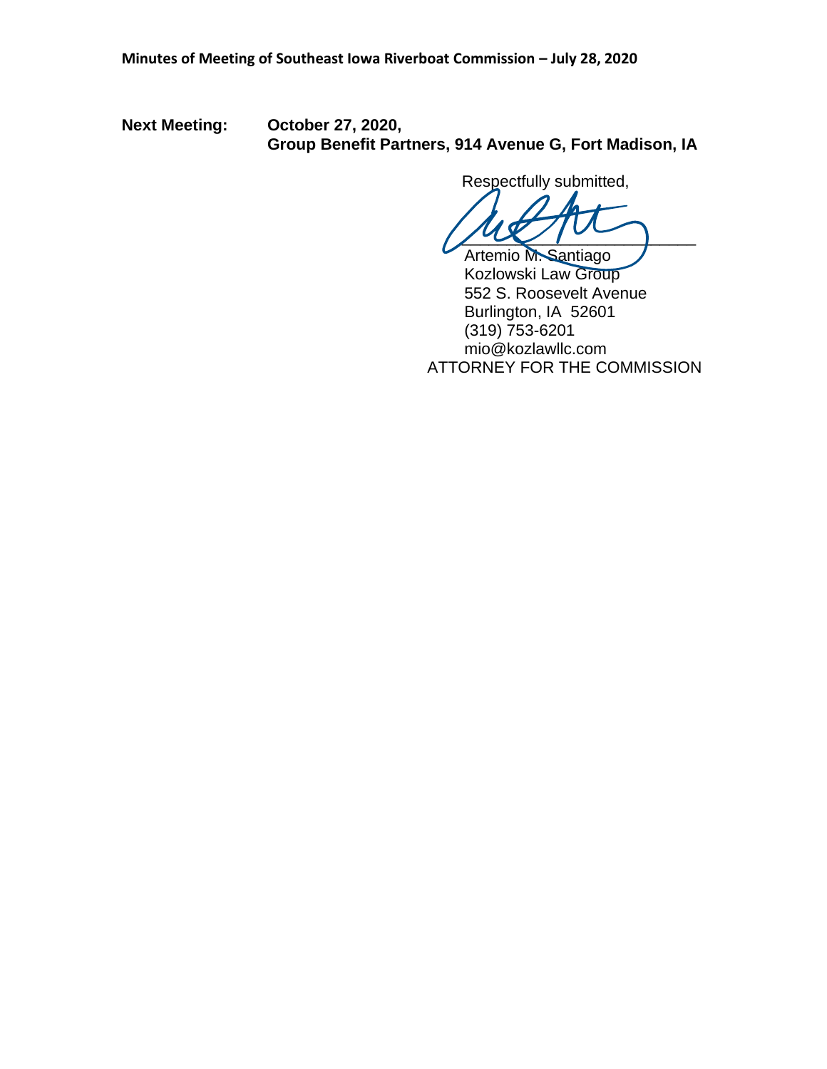**Next Meeting:** **October 27, 2020,**
**Group Benefit Partners, 914 Avenue G, Fort Madison, IA**

Respectfully submitted,

\_\_\_\_\_\_\_\_\_\_\_\_\_\_\_\_\_\_\_\_\_\_\_\_\_\_\_\_
Artemio M. Santiago
Kozlowski Law Group
552 S. Roosevelt Avenue
Burlington, IA 52601
(319) 753-6201
mio@kozlawllc.com
ATTORNEY FOR THE COMMISSION